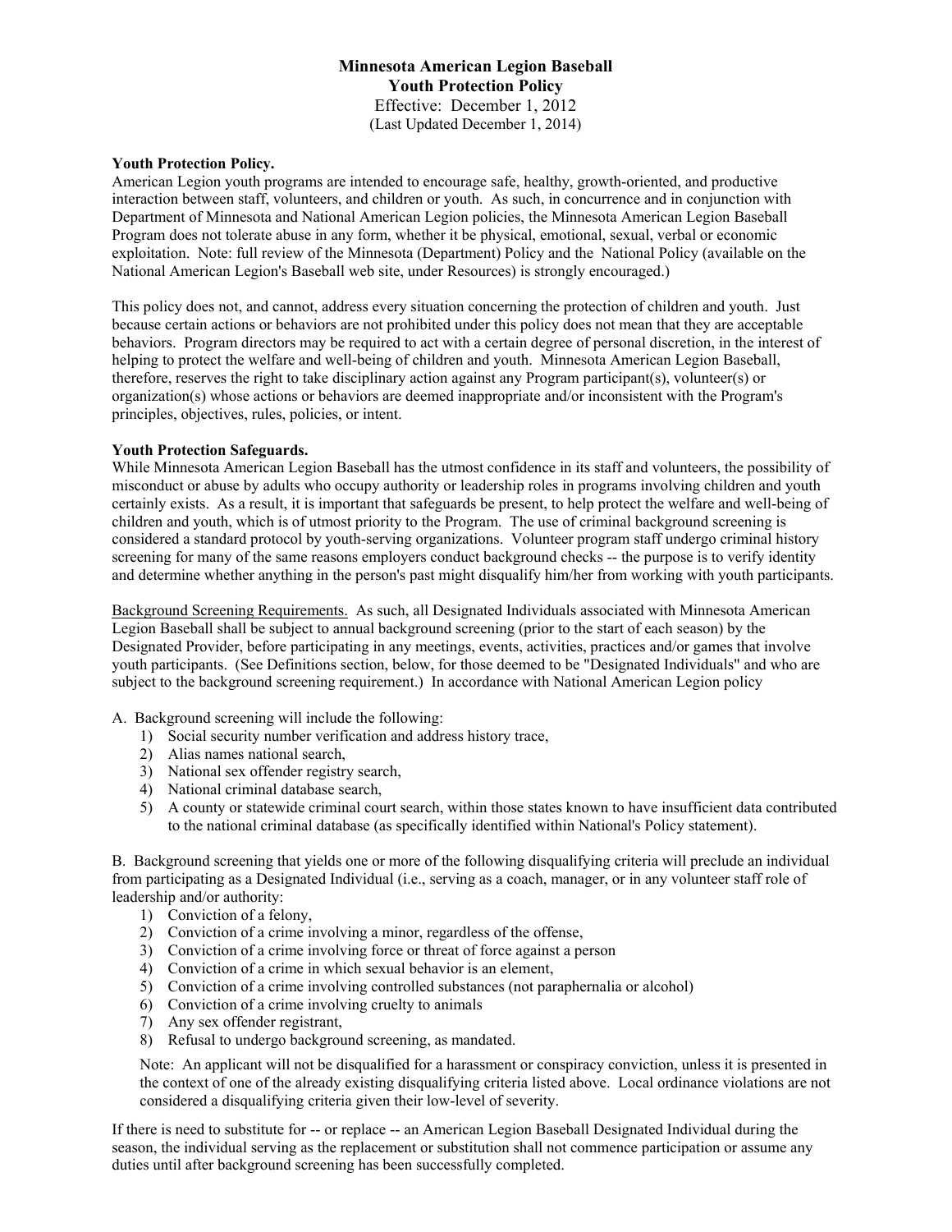# Minnesota American Legion Baseball
## Youth Protection Policy

Effective: December 1, 2012
(Last Updated December 1, 2014)

**Youth Protection Policy.**
American Legion youth programs are intended to encourage safe, healthy, growth-oriented, and productive interaction between staff, volunteers, and children or youth. As such, in concurrence and in conjunction with Department of Minnesota and National American Legion policies, the Minnesota American Legion Baseball Program does not tolerate abuse in any form, whether it be physical, emotional, sexual, verbal or economic exploitation. Note: full review of the Minnesota (Department) Policy and the National Policy (available on the National American Legion's Baseball web site, under Resources) is strongly encouraged.)

This policy does not, and cannot, address every situation concerning the protection of children and youth. Just because certain actions or behaviors are not prohibited under this policy does not mean that they are acceptable behaviors. Program directors may be required to act with a certain degree of personal discretion, in the interest of helping to protect the welfare and well-being of children and youth. Minnesota American Legion Baseball, therefore, reserves the right to take disciplinary action against any Program participant(s), volunteer(s) or organization(s) whose actions or behaviors are deemed inappropriate and/or inconsistent with the Program's principles, objectives, rules, policies, or intent.

**Youth Protection Safeguards.**
While Minnesota American Legion Baseball has the utmost confidence in its staff and volunteers, the possibility of misconduct or abuse by adults who occupy authority or leadership roles in programs involving children and youth certainly exists. As a result, it is important that safeguards be present, to help protect the welfare and well-being of children and youth, which is of utmost priority to the Program. The use of criminal background screening is considered a standard protocol by youth-serving organizations. Volunteer program staff undergo criminal history screening for many of the same reasons employers conduct background checks -- the purpose is to verify identity and determine whether anything in the person's past might disqualify him/her from working with youth participants.

Background Screening Requirements. As such, all Designated Individuals associated with Minnesota American Legion Baseball shall be subject to annual background screening (prior to the start of each season) by the Designated Provider, before participating in any meetings, events, activities, practices and/or games that involve youth participants. (See Definitions section, below, for those deemed to be "Designated Individuals" and who are subject to the background screening requirement.) In accordance with National American Legion policy

A. Background screening will include the following:
1) Social security number verification and address history trace,
2) Alias names national search,
3) National sex offender registry search,
4) National criminal database search,
5) A county or statewide criminal court search, within those states known to have insufficient data contributed to the national criminal database (as specifically identified within National's Policy statement).

B. Background screening that yields one or more of the following disqualifying criteria will preclude an individual from participating as a Designated Individual (i.e., serving as a coach, manager, or in any volunteer staff role of leadership and/or authority:
1) Conviction of a felony,
2) Conviction of a crime involving a minor, regardless of the offense,
3) Conviction of a crime involving force or threat of force against a person
4) Conviction of a crime in which sexual behavior is an element,
5) Conviction of a crime involving controlled substances (not paraphernalia or alcohol)
6) Conviction of a crime involving cruelty to animals
7) Any sex offender registrant,
8) Refusal to undergo background screening, as mandated.

Note: An applicant will not be disqualified for a harassment or conspiracy conviction, unless it is presented in the context of one of the already existing disqualifying criteria listed above. Local ordinance violations are not considered a disqualifying criteria given their low-level of severity.

If there is need to substitute for -- or replace -- an American Legion Baseball Designated Individual during the season, the individual serving as the replacement or substitution shall not commence participation or assume any duties until after background screening has been successfully completed.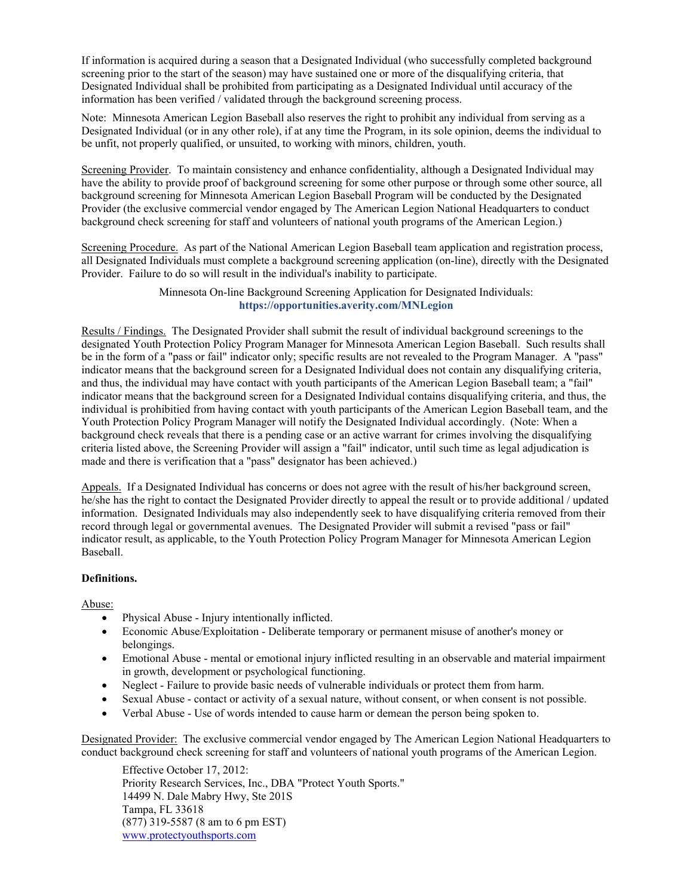If information is acquired during a season that a Designated Individual (who successfully completed background screening prior to the start of the season) may have sustained one or more of the disqualifying criteria, that Designated Individual shall be prohibited from participating as a Designated Individual until accuracy of the information has been verified / validated through the background screening process.

Note: Minnesota American Legion Baseball also reserves the right to prohibit any individual from serving as a Designated Individual (or in any other role), if at any time the Program, in its sole opinion, deems the individual to be unfit, not properly qualified, or unsuited, to working with minors, children, youth.

Screening Provider. To maintain consistency and enhance confidentiality, although a Designated Individual may have the ability to provide proof of background screening for some other purpose or through some other source, all background screening for Minnesota American Legion Baseball Program will be conducted by the Designated Provider (the exclusive commercial vendor engaged by The American Legion National Headquarters to conduct background check screening for staff and volunteers of national youth programs of the American Legion.)

Screening Procedure. As part of the National American Legion Baseball team application and registration process, all Designated Individuals must complete a background screening application (on-line), directly with the Designated Provider. Failure to do so will result in the individual's inability to participate.

Minnesota On-line Background Screening Application for Designated Individuals:
**https://opportunities.averity.com/MNLegion**

Results / Findings. The Designated Provider shall submit the result of individual background screenings to the designated Youth Protection Policy Program Manager for Minnesota American Legion Baseball. Such results shall be in the form of a "pass or fail" indicator only; specific results are not revealed to the Program Manager. A "pass" indicator means that the background screen for a Designated Individual does not contain any disqualifying criteria, and thus, the individual may have contact with youth participants of the American Legion Baseball team; a "fail" indicator means that the background screen for a Designated Individual contains disqualifying criteria, and thus, the individual is prohibited from having contact with youth participants of the American Legion Baseball team, and the Youth Protection Policy Program Manager will notify the Designated Individual accordingly. (Note: When a background check reveals that there is a pending case or an active warrant for crimes involving the disqualifying criteria listed above, the Screening Provider will assign a "fail" indicator, until such time as legal adjudication is made and there is verification that a "pass" designator has been achieved.)

Appeals. If a Designated Individual has concerns or does not agree with the result of his/her background screen, he/she has the right to contact the Designated Provider directly to appeal the result or to provide additional / updated information. Designated Individuals may also independently seek to have disqualifying criteria removed from their record through legal or governmental avenues. The Designated Provider will submit a revised "pass or fail" indicator result, as applicable, to the Youth Protection Policy Program Manager for Minnesota American Legion Baseball.

**Definitions.**

Abuse:

- Physical Abuse - Injury intentionally inflicted.
- Economic Abuse/Exploitation - Deliberate temporary or permanent misuse of another's money or belongings.
- Emotional Abuse - mental or emotional injury inflicted resulting in an observable and material impairment in growth, development or psychological functioning.
- Neglect - Failure to provide basic needs of vulnerable individuals or protect them from harm.
- Sexual Abuse - contact or activity of a sexual nature, without consent, or when consent is not possible.
- Verbal Abuse - Use of words intended to cause harm or demean the person being spoken to.

Designated Provider: The exclusive commercial vendor engaged by The American Legion National Headquarters to conduct background check screening for staff and volunteers of national youth programs of the American Legion.

Effective October 17, 2012:
Priority Research Services, Inc., DBA "Protect Youth Sports."
14499 N. Dale Mabry Hwy, Ste 201S
Tampa, FL 33618
(877) 319-5587 (8 am to 6 pm EST)
www.protectyouthsports.com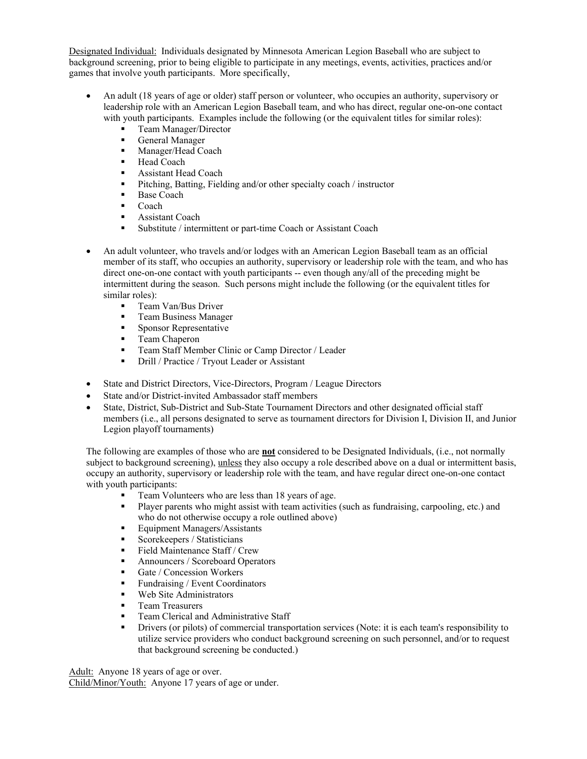Designated Individual: Individuals designated by Minnesota American Legion Baseball who are subject to background screening, prior to being eligible to participate in any meetings, events, activities, practices and/or games that involve youth participants. More specifically,

- An adult (18 years of age or older) staff person or volunteer, who occupies an authority, supervisory or leadership role with an American Legion Baseball team, and who has direct, regular one-on-one contact with youth participants. Examples include the following (or the equivalent titles for similar roles):
  - Team Manager/Director
  - General Manager
  - Manager/Head Coach
  - Head Coach
  - Assistant Head Coach
  - Pitching, Batting, Fielding and/or other specialty coach / instructor
  - Base Coach
  - Coach
  - Assistant Coach
  - Substitute / intermittent or part-time Coach or Assistant Coach

- An adult volunteer, who travels and/or lodges with an American Legion Baseball team as an official member of its staff, who occupies an authority, supervisory or leadership role with the team, and who has direct one-on-one contact with youth participants -- even though any/all of the preceding might be intermittent during the season. Such persons might include the following (or the equivalent titles for similar roles):
  - Team Van/Bus Driver
  - Team Business Manager
  - Sponsor Representative
  - Team Chaperon
  - Team Staff Member Clinic or Camp Director / Leader
  - Drill / Practice / Tryout Leader or Assistant

- State and District Directors, Vice-Directors, Program / League Directors
- State and/or District-invited Ambassador staff members
- State, District, Sub-District and Sub-State Tournament Directors and other designated official staff members (i.e., all persons designated to serve as tournament directors for Division I, Division II, and Junior Legion playoff tournaments)

The following are examples of those who are **not** considered to be Designated Individuals, (i.e., not normally subject to background screening), unless they also occupy a role described above on a dual or intermittent basis, occupy an authority, supervisory or leadership role with the team, and have regular direct one-on-one contact with youth participants:

- Team Volunteers who are less than 18 years of age.
- Player parents who might assist with team activities (such as fundraising, carpooling, etc.) and who do not otherwise occupy a role outlined above)
- Equipment Managers/Assistants
- Scorekeepers / Statisticians
- Field Maintenance Staff / Crew
- Announcers / Scoreboard Operators
- Gate / Concession Workers
- Fundraising / Event Coordinators
- Web Site Administrators
- Team Treasurers
- Team Clerical and Administrative Staff
- Drivers (or pilots) of commercial transportation services (Note: it is each team's responsibility to utilize service providers who conduct background screening on such personnel, and/or to request that background screening be conducted.)

Adult: Anyone 18 years of age or over.
Child/Minor/Youth: Anyone 17 years of age or under.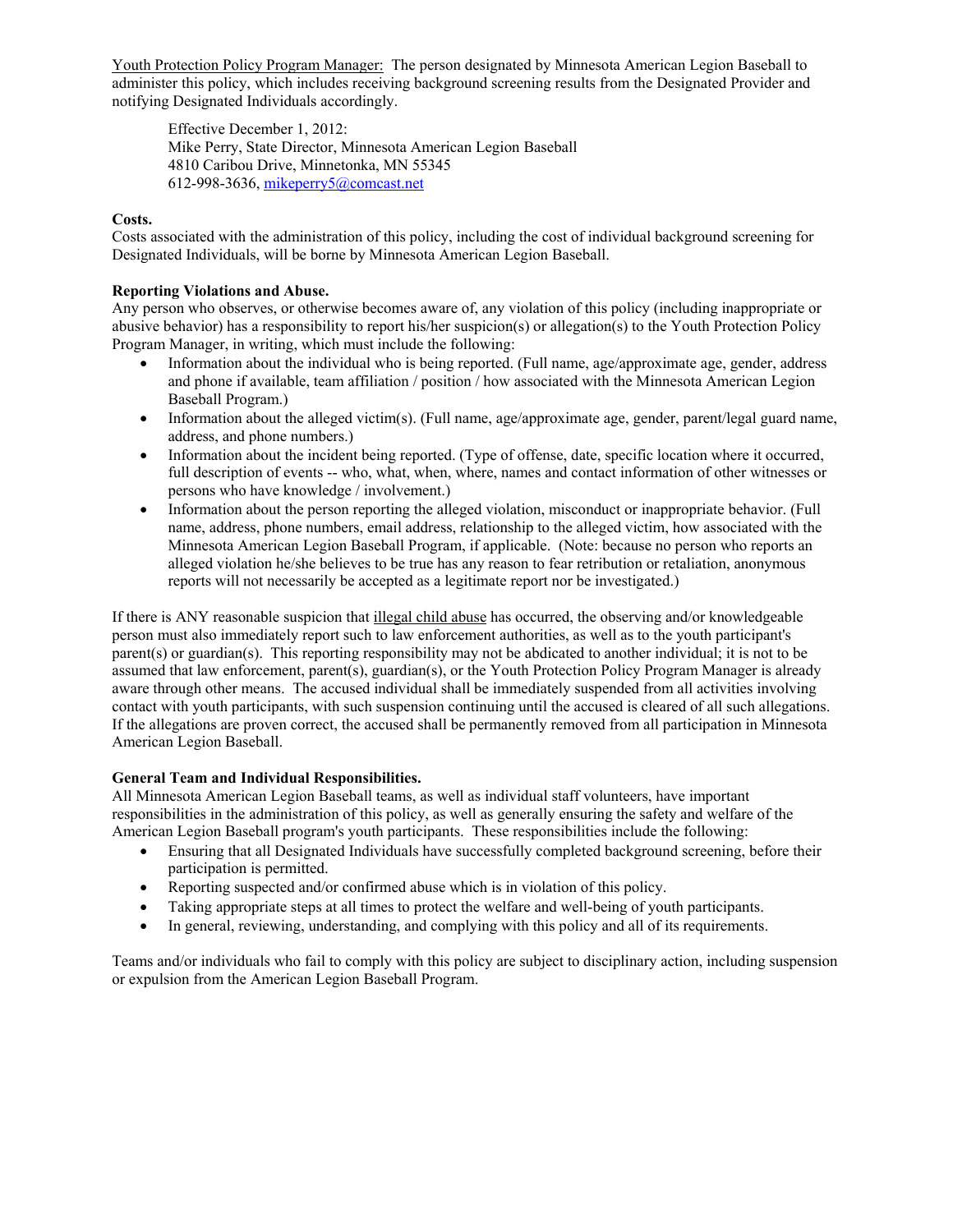Youth Protection Policy Program Manager: The person designated by Minnesota American Legion Baseball to administer this policy, which includes receiving background screening results from the Designated Provider and notifying Designated Individuals accordingly.

Effective December 1, 2012:
Mike Perry, State Director, Minnesota American Legion Baseball
4810 Caribou Drive, Minnetonka, MN 55345
612-998-3636, mikeperry5@comcast.net

**Costs.**
Costs associated with the administration of this policy, including the cost of individual background screening for Designated Individuals, will be borne by Minnesota American Legion Baseball.

**Reporting Violations and Abuse.**
Any person who observes, or otherwise becomes aware of, any violation of this policy (including inappropriate or abusive behavior) has a responsibility to report his/her suspicion(s) or allegation(s) to the Youth Protection Policy Program Manager, in writing, which must include the following:

- Information about the individual who is being reported. (Full name, age/approximate age, gender, address and phone if available, team affiliation / position / how associated with the Minnesota American Legion Baseball Program.)
- Information about the alleged victim(s). (Full name, age/approximate age, gender, parent/legal guard name, address, and phone numbers.)
- Information about the incident being reported. (Type of offense, date, specific location where it occurred, full description of events -- who, what, when, where, names and contact information of other witnesses or persons who have knowledge / involvement.)
- Information about the person reporting the alleged violation, misconduct or inappropriate behavior. (Full name, address, phone numbers, email address, relationship to the alleged victim, how associated with the Minnesota American Legion Baseball Program, if applicable. (Note: because no person who reports an alleged violation he/she believes to be true has any reason to fear retribution or retaliation, anonymous reports will not necessarily be accepted as a legitimate report nor be investigated.)

If there is ANY reasonable suspicion that illegal child abuse has occurred, the observing and/or knowledgeable person must also immediately report such to law enforcement authorities, as well as to the youth participant's parent(s) or guardian(s). This reporting responsibility may not be abdicated to another individual; it is not to be assumed that law enforcement, parent(s), guardian(s), or the Youth Protection Policy Program Manager is already aware through other means. The accused individual shall be immediately suspended from all activities involving contact with youth participants, with such suspension continuing until the accused is cleared of all such allegations. If the allegations are proven correct, the accused shall be permanently removed from all participation in Minnesota American Legion Baseball.

**General Team and Individual Responsibilities.**
All Minnesota American Legion Baseball teams, as well as individual staff volunteers, have important responsibilities in the administration of this policy, as well as generally ensuring the safety and welfare of the American Legion Baseball program's youth participants. These responsibilities include the following:

- Ensuring that all Designated Individuals have successfully completed background screening, before their participation is permitted.
- Reporting suspected and/or confirmed abuse which is in violation of this policy.
- Taking appropriate steps at all times to protect the welfare and well-being of youth participants.
- In general, reviewing, understanding, and complying with this policy and all of its requirements.

Teams and/or individuals who fail to comply with this policy are subject to disciplinary action, including suspension or expulsion from the American Legion Baseball Program.